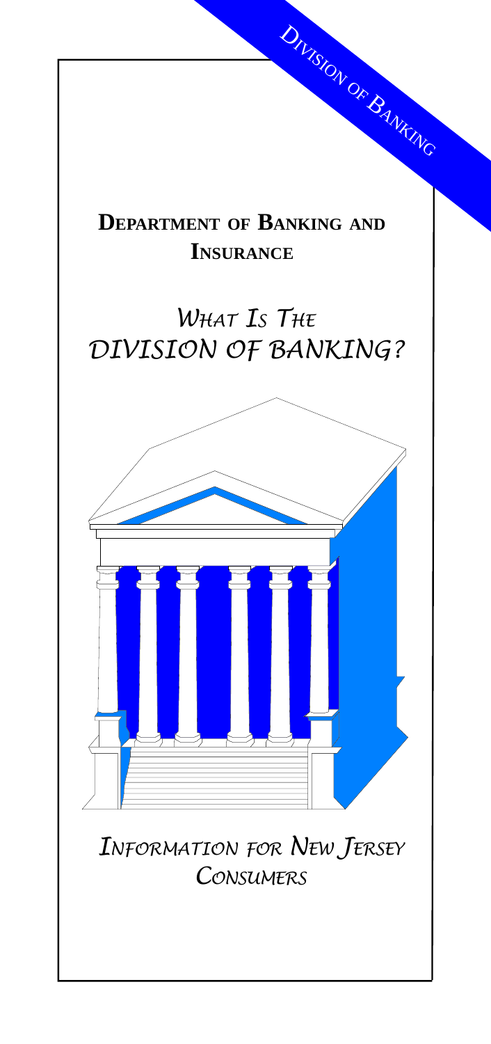Division of Banking

**Department of Banking and Insurance**

# *What Is The Division of Banking?*

*Information for New Jersey Consumers*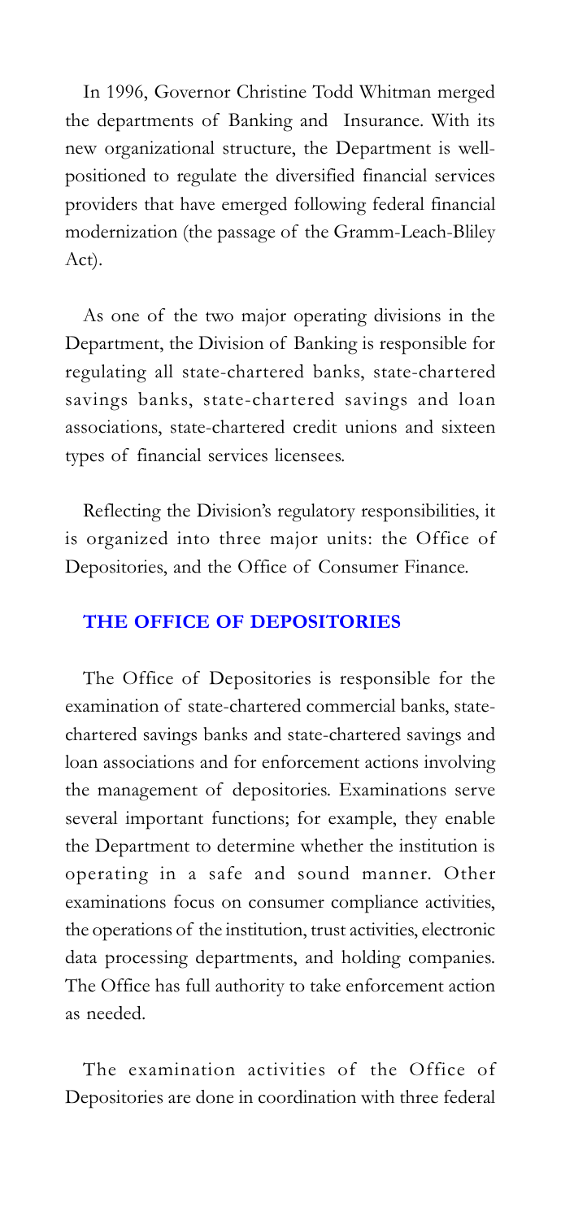In 1996, Governor Christine Todd Whitman merged the departments of Banking and Insurance. With its new organizational structure, the Department is well-positioned to regulate the diversified financial services providers that have emerged following federal financial modernization (the passage of the Gramm-Leach-Bliley Act).

As one of the two major operating divisions in the Department, the Division of Banking is responsible for regulating all state-chartered banks, state-chartered savings banks, state-chartered savings and loan associations, state-chartered credit unions and sixteen types of financial services licensees.

Reflecting the Division's regulatory responsibilities, it is organized into three major units: the Office of Depositories, and the Office of Consumer Finance.

## THE OFFICE OF DEPOSITORIES

The Office of Depositories is responsible for the examination of state-chartered commercial banks, state-chartered savings banks and state-chartered savings and loan associations and for enforcement actions involving the management of depositories. Examinations serve several important functions; for example, they enable the Department to determine whether the institution is operating in a safe and sound manner. Other examinations focus on consumer compliance activities, the operations of the institution, trust activities, electronic data processing departments, and holding companies. The Office has full authority to take enforcement action as needed.

The examination activities of the Office of Depositories are done in coordination with three federal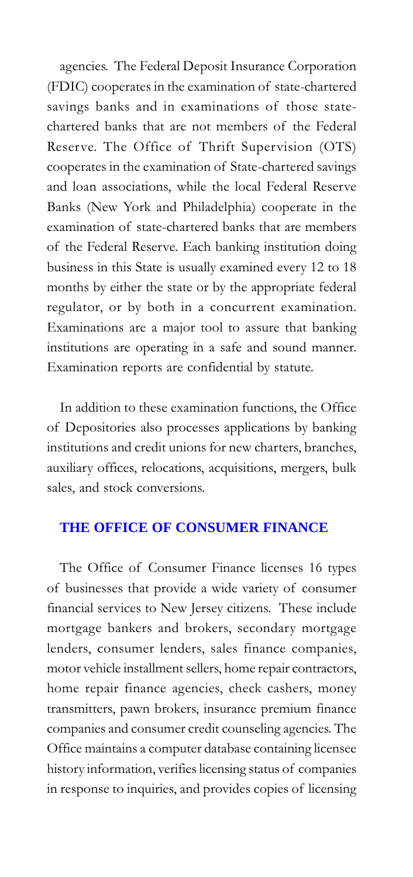agencies. The Federal Deposit Insurance Corporation (FDIC) cooperates in the examination of state-chartered savings banks and in examinations of those state-chartered banks that are not members of the Federal Reserve. The Office of Thrift Supervision (OTS) cooperates in the examination of State-chartered savings and loan associations, while the local Federal Reserve Banks (New York and Philadelphia) cooperate in the examination of state-chartered banks that are members of the Federal Reserve. Each banking institution doing business in this State is usually examined every 12 to 18 months by either the state or by the appropriate federal regulator, or by both in a concurrent examination. Examinations are a major tool to assure that banking institutions are operating in a safe and sound manner. Examination reports are confidential by statute.

In addition to these examination functions, the Office of Depositories also processes applications by banking institutions and credit unions for new charters, branches, auxiliary offices, relocations, acquisitions, mergers, bulk sales, and stock conversions.

## THE OFFICE OF CONSUMER FINANCE

The Office of Consumer Finance licenses 16 types of businesses that provide a wide variety of consumer financial services to New Jersey citizens. These include mortgage bankers and brokers, secondary mortgage lenders, consumer lenders, sales finance companies, motor vehicle installment sellers, home repair contractors, home repair finance agencies, check cashers, money transmitters, pawn brokers, insurance premium finance companies and consumer credit counseling agencies. The Office maintains a computer database containing licensee history information, verifies licensing status of companies in response to inquiries, and provides copies of licensing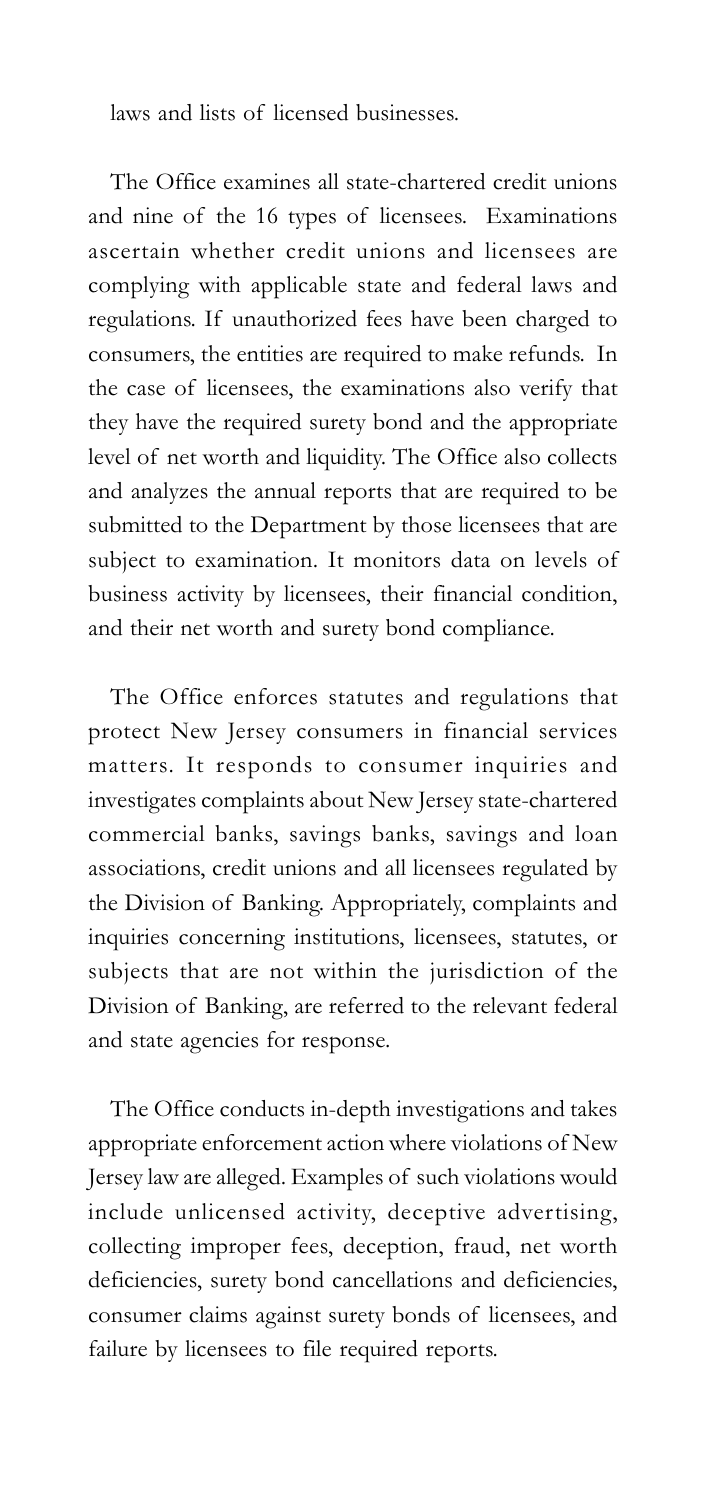laws and lists of licensed businesses.

The Office examines all state-chartered credit unions and nine of the 16 types of licensees. Examinations ascertain whether credit unions and licensees are complying with applicable state and federal laws and regulations. If unauthorized fees have been charged to consumers, the entities are required to make refunds. In the case of licensees, the examinations also verify that they have the required surety bond and the appropriate level of net worth and liquidity. The Office also collects and analyzes the annual reports that are required to be submitted to the Department by those licensees that are subject to examination. It monitors data on levels of business activity by licensees, their financial condition, and their net worth and surety bond compliance.

The Office enforces statutes and regulations that protect New Jersey consumers in financial services matters. It responds to consumer inquiries and investigates complaints about New Jersey state-chartered commercial banks, savings banks, savings and loan associations, credit unions and all licensees regulated by the Division of Banking. Appropriately, complaints and inquiries concerning institutions, licensees, statutes, or subjects that are not within the jurisdiction of the Division of Banking, are referred to the relevant federal and state agencies for response.

The Office conducts in-depth investigations and takes appropriate enforcement action where violations of New Jersey law are alleged. Examples of such violations would include unlicensed activity, deceptive advertising, collecting improper fees, deception, fraud, net worth deficiencies, surety bond cancellations and deficiencies, consumer claims against surety bonds of licensees, and failure by licensees to file required reports.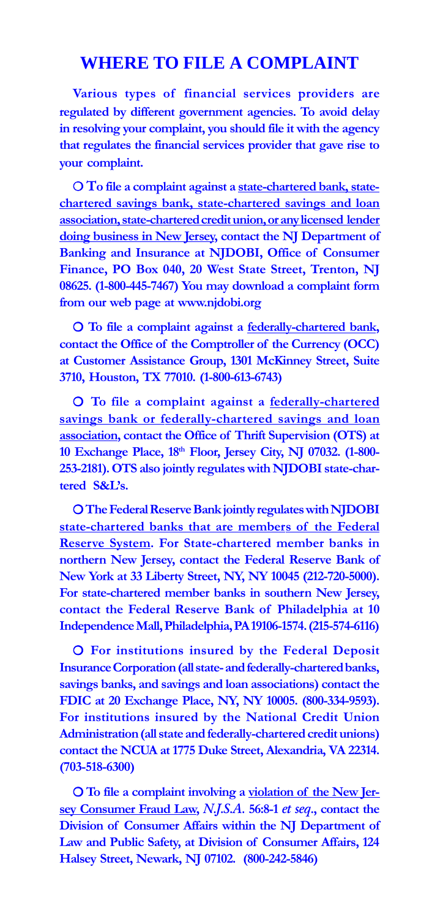## WHERE TO FILE A COMPLAINT

**Various types of financial services providers are regulated by different government agencies. To avoid delay in resolving your complaint, you should file it with the agency that regulates the financial services provider that gave rise to your complaint.**

- **To file a complaint against a state-chartered bank, state-chartered savings bank, state-chartered savings and loan association, state-chartered credit union, or any licensed lender doing business in New Jersey, contact the NJ Department of Banking and Insurance at NJDOBI, Office of Consumer Finance, PO Box 040, 20 West State Street, Trenton, NJ 08625. (1-800-445-7467) You may download a complaint form from our web page at www.njdobi.org**

- **To file a complaint against a federally-chartered bank, contact the Office of the Comptroller of the Currency (OCC) at Customer Assistance Group, 1301 McKinney Street, Suite 3710, Houston, TX 77010. (1-800-613-6743)**

- **To file a complaint against a federally-chartered savings bank or federally-chartered savings and loan association, contact the Office of Thrift Supervision (OTS) at 10 Exchange Place, 18th Floor, Jersey City, NJ 07032. (1-800-253-2181). OTS also jointly regulates with NJDOBI state-chartered S&L's.**

- **The Federal Reserve Bank jointly regulates with NJDOBI state-chartered banks that are members of the Federal Reserve System. For State-chartered member banks in northern New Jersey, contact the Federal Reserve Bank of New York at 33 Liberty Street, NY, NY 10045 (212-720-5000). For state-chartered member banks in southern New Jersey, contact the Federal Reserve Bank of Philadelphia at 10 Independence Mall, Philadelphia, PA 19106-1574. (215-574-6116)**

- **For institutions insured by the Federal Deposit Insurance Corporation (all state- and federally-chartered banks, savings banks, and savings and loan associations) contact the FDIC at 20 Exchange Place, NY, NY 10005. (800-334-9593). For institutions insured by the National Credit Union Administration (all state and federally-chartered credit unions) contact the NCUA at 1775 Duke Street, Alexandria, VA 22314. (703-518-6300)**

- **To file a complaint involving a violation of the New Jersey Consumer Fraud Law, *N.J.S.A.* 56:8-1 *et seq*., contact the Division of Consumer Affairs within the NJ Department of Law and Public Safety, at Division of Consumer Affairs, 124 Halsey Street, Newark, NJ 07102. (800-242-5846)**